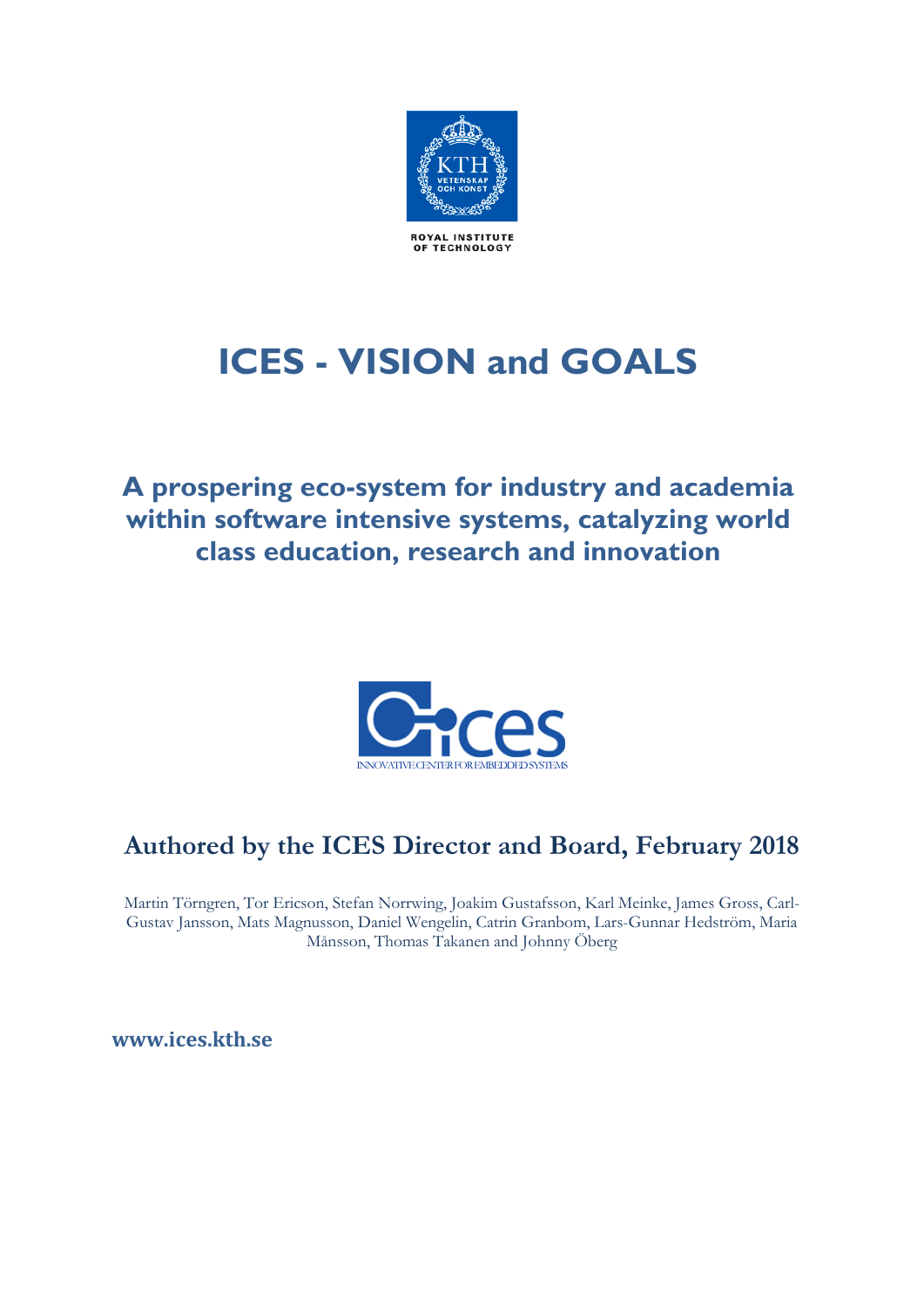ROYAL INSTITUTE OF TECHNOLOGY

# ICES - VISION and GOALS

## A prospering eco-system for industry and academia within software intensive systems, catalyzing world class education, research and innovation

INNOVATIVE CENTER FOR EMBEDDED SYSTEMS

### Authored by the ICES Director and Board, February 2018

Martin Törngren, Tor Ericson, Stefan Norrwing, Joakim Gustafsson, Karl Meinke, James Gross, Carl-Gustav Jansson, Mats Magnusson, Daniel Wengelin, Catrin Granbom, Lars-Gunnar Hedström, Maria Månsson, Thomas Takanen and Johnny Öberg

**www.ices.kth.se**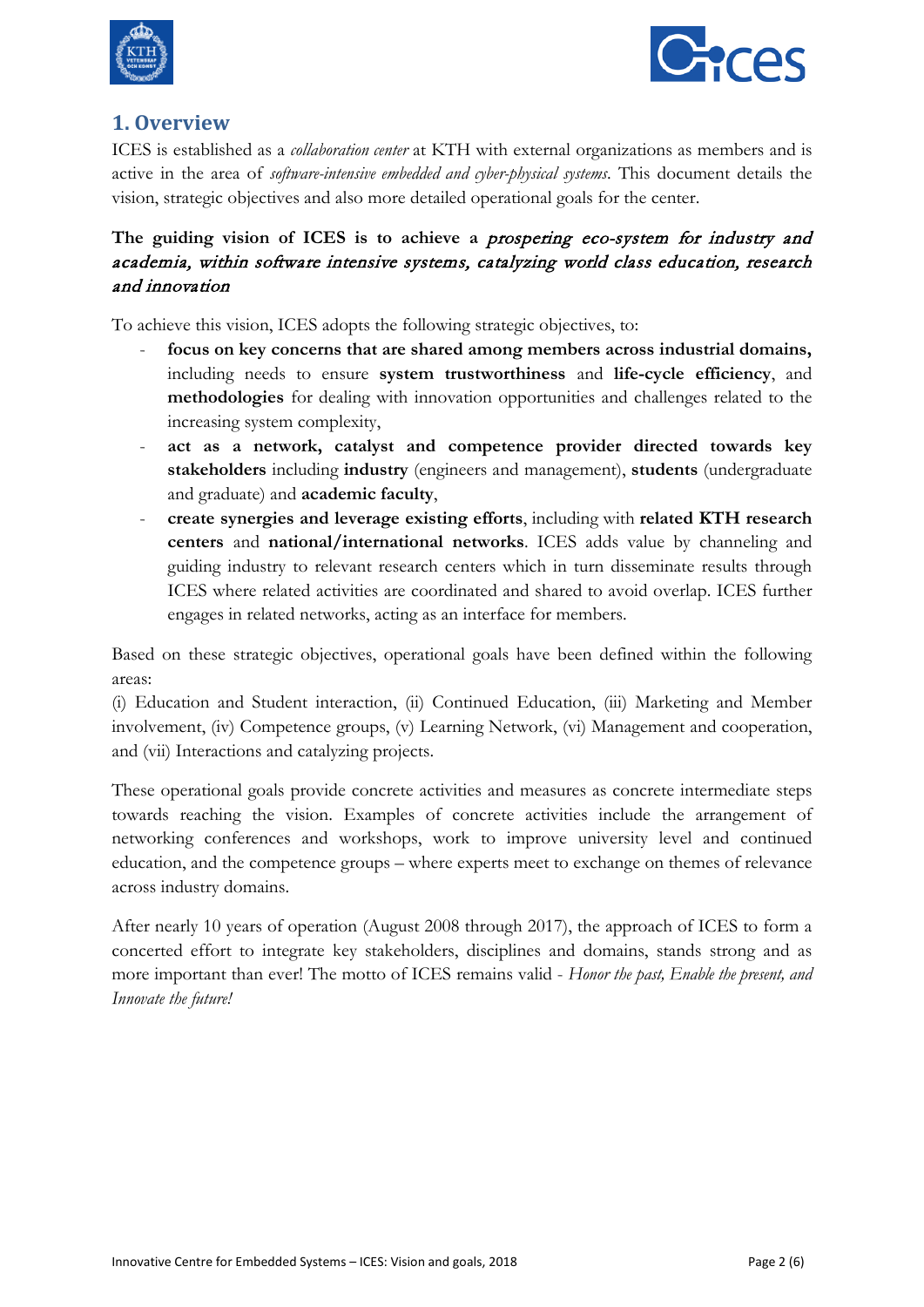# 1. Overview

ICES is established as a *collaboration center* at KTH with external organizations as members and is active in the area of *software-intensive embedded and cyber-physical systems*. This document details the vision, strategic objectives and also more detailed operational goals for the center.

**The guiding vision of ICES is to achieve a *prospering eco-system for industry and academia, within software intensive systems, catalyzing world class education, research and innovation***

To achieve this vision, ICES adopts the following strategic objectives, to:

- **focus on key concerns that are shared among members across industrial domains,** including needs to ensure **system trustworthiness** and **life-cycle efficiency**, and **methodologies** for dealing with innovation opportunities and challenges related to the increasing system complexity,
- **act as a network, catalyst and competence provider directed towards key stakeholders** including **industry** (engineers and management), **students** (undergraduate and graduate) and **academic faculty**,
- **create synergies and leverage existing efforts**, including with **related KTH research centers** and **national/international networks**. ICES adds value by channeling and guiding industry to relevant research centers which in turn disseminate results through ICES where related activities are coordinated and shared to avoid overlap. ICES further engages in related networks, acting as an interface for members.

Based on these strategic objectives, operational goals have been defined within the following areas:
(i) Education and Student interaction, (ii) Continued Education, (iii) Marketing and Member involvement, (iv) Competence groups, (v) Learning Network, (vi) Management and cooperation, and (vii) Interactions and catalyzing projects.

These operational goals provide concrete activities and measures as concrete intermediate steps towards reaching the vision. Examples of concrete activities include the arrangement of networking conferences and workshops, work to improve university level and continued education, and the competence groups – where experts meet to exchange on themes of relevance across industry domains.

After nearly 10 years of operation (August 2008 through 2017), the approach of ICES to form a concerted effort to integrate key stakeholders, disciplines and domains, stands strong and as more important than ever! The motto of ICES remains valid - *Honor the past, Enable the present, and Innovate the future!*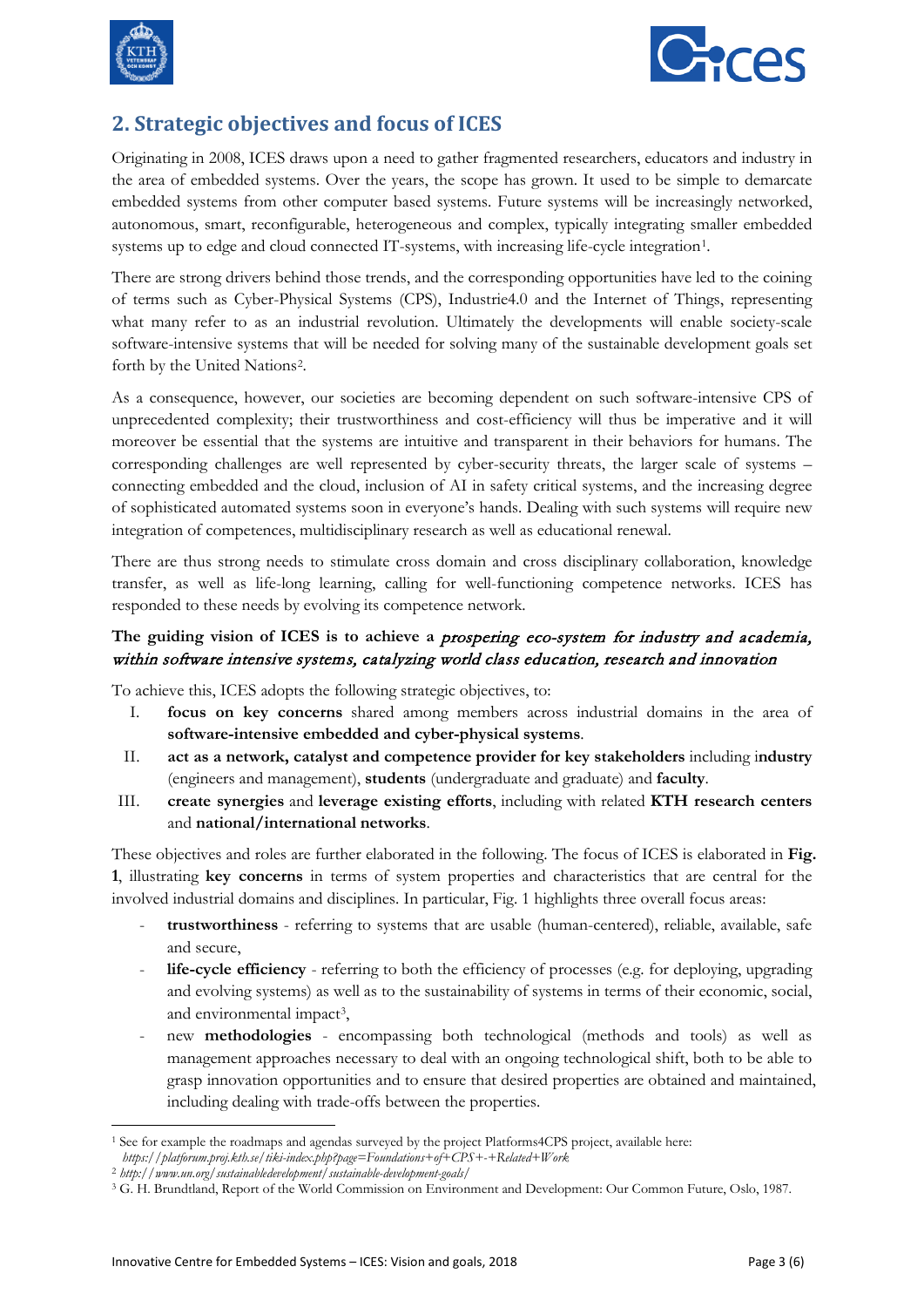## 2. Strategic objectives and focus of ICES

Originating in 2008, ICES draws upon a need to gather fragmented researchers, educators and industry in the area of embedded systems. Over the years, the scope has grown. It used to be simple to demarcate embedded systems from other computer based systems. Future systems will be increasingly networked, autonomous, smart, reconfigurable, heterogeneous and complex, typically integrating smaller embedded systems up to edge and cloud connected IT-systems, with increasing life-cycle integration[1].

There are strong drivers behind those trends, and the corresponding opportunities have led to the coining of terms such as Cyber-Physical Systems (CPS), Industrie4.0 and the Internet of Things, representing what many refer to as an industrial revolution. Ultimately the developments will enable society-scale software-intensive systems that will be needed for solving many of the sustainable development goals set forth by the United Nations[2].

As a consequence, however, our societies are becoming dependent on such software-intensive CPS of unprecedented complexity; their trustworthiness and cost-efficiency will thus be imperative and it will moreover be essential that the systems are intuitive and transparent in their behaviors for humans. The corresponding challenges are well represented by cyber-security threats, the larger scale of systems – connecting embedded and the cloud, inclusion of AI in safety critical systems, and the increasing degree of sophisticated automated systems soon in everyone's hands. Dealing with such systems will require new integration of competences, multidisciplinary research as well as educational renewal.

There are thus strong needs to stimulate cross domain and cross disciplinary collaboration, knowledge transfer, as well as life-long learning, calling for well-functioning competence networks. ICES has responded to these needs by evolving its competence network.

**The guiding vision of ICES is to achieve a** ***prospering eco-system for industry and academia, within software intensive systems, catalyzing world class education, research and innovation***

To achieve this, ICES adopts the following strategic objectives, to:

I. **focus on key concerns** shared among members across industrial domains in the area of **software-intensive embedded and cyber-physical systems**.

II. **act as a network, catalyst and competence provider for key stakeholders** including i**ndustry** (engineers and management), **students** (undergraduate and graduate) and **faculty**.

III. **create synergies** and **leverage existing efforts**, including with related **KTH research centers** and **national/international networks**.

These objectives and roles are further elaborated in the following. The focus of ICES is elaborated in **Fig. 1**, illustrating **key concerns** in terms of system properties and characteristics that are central for the involved industrial domains and disciplines. In particular, Fig. 1 highlights three overall focus areas:

- **trustworthiness** - referring to systems that are usable (human-centered), reliable, available, safe and secure,
- **life-cycle efficiency** - referring to both the efficiency of processes (e.g. for deploying, upgrading and evolving systems) as well as to the sustainability of systems in terms of their economic, social, and environmental impact[3],
- new **methodologies** - encompassing both technological (methods and tools) as well as management approaches necessary to deal with an ongoing technological shift, both to be able to grasp innovation opportunities and to ensure that desired properties are obtained and maintained, including dealing with trade-offs between the properties.

---

[1] See for example the roadmaps and agendas surveyed by the project Platforms4CPS project, available here: *https://platforum.proj.kth.se/tiki-index.php?page=Foundations+of+CPS+-+Related+Work*

[2] *http://www.un.org/sustainabledevelopment/sustainable-development-goals/*

[3] G. H. Brundtland, Report of the World Commission on Environment and Development: Our Common Future, Oslo, 1987.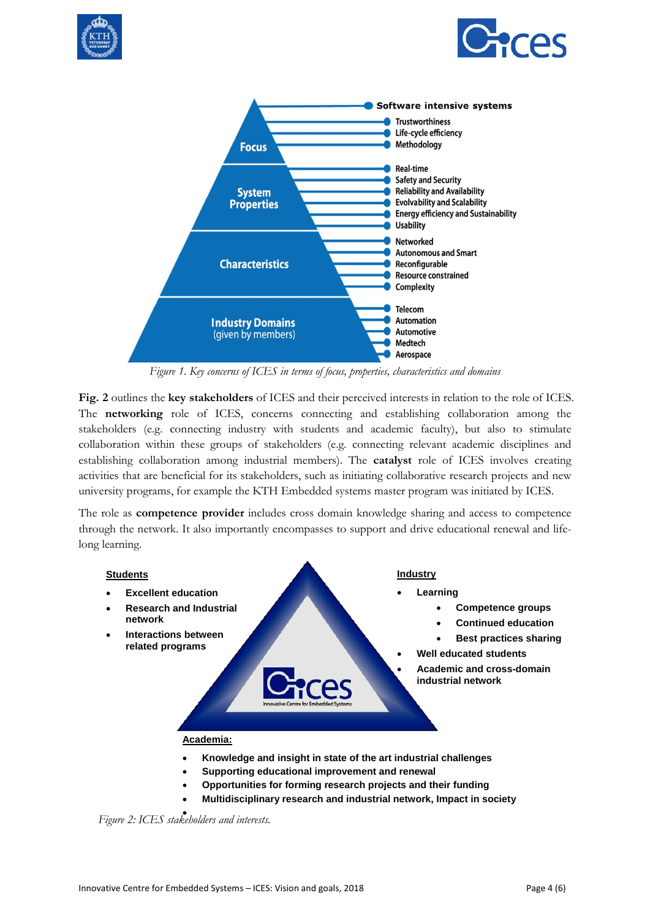**Focus**

- Software intensive systems
- Trustworthiness
- Life-cycle efficiency
- Methodology

**System Properties**

- Real-time
- Safety and Security
- Reliability and Availability
- Evolvability and Scalability
- Energy efficiency and Sustainability
- Usability

**Characteristics**

- Networked
- Autonomous and Smart
- Reconfigurable
- Resource constrained
- Complexity

**Industry Domains** (given by members)

- Telecom
- Automation
- Automotive
- Medtech
- Aerospace

*Figure 1. Key concerns of ICES in terms of focus, properties, characteristics and domains*

**Fig. 2** outlines the **key stakeholders** of ICES and their perceived interests in relation to the role of ICES. The **networking** role of ICES, concerns connecting and establishing collaboration among the stakeholders (e.g. connecting industry with students and academic faculty), but also to stimulate collaboration within these groups of stakeholders (e.g. connecting relevant academic disciplines and establishing collaboration among industrial members). The **catalyst** role of ICES involves creating activities that are beneficial for its stakeholders, such as initiating collaborative research projects and new university programs, for example the KTH Embedded systems master program was initiated by ICES.

The role as **competence provider** includes cross domain knowledge sharing and access to competence through the network. It also importantly encompasses to support and drive educational renewal and life-long learning.

**Students**

- **Excellent education**
- **Research and Industrial network**
- **Interactions between related programs**

**Industry**

- **Learning**
  - **Competence groups**
  - **Continued education**
  - **Best practices sharing**
- **Well educated students**
- **Academic and cross-domain industrial network**

ICES – Innovative Centre for Embedded Systems

**Academia:**

- **Knowledge and insight in state of the art industrial challenges**
- **Supporting educational improvement and renewal**
- **Opportunities for forming research projects and their funding**
- **Multidisciplinary research and industrial network, Impact in society**

*Figure 2: ICES stakeholders and interests.*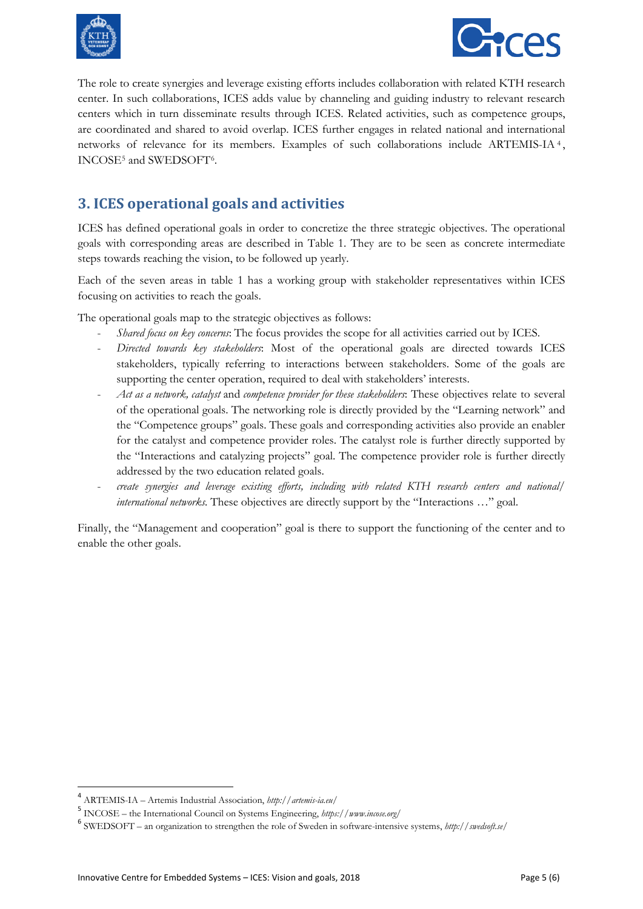The role to create synergies and leverage existing efforts includes collaboration with related KTH research center. In such collaborations, ICES adds value by channeling and guiding industry to relevant research centers which in turn disseminate results through ICES. Related activities, such as competence groups, are coordinated and shared to avoid overlap. ICES further engages in related national and international networks of relevance for its members. Examples of such collaborations include ARTEMIS-IA [4], INCOSE[5] and SWEDSOFT[6].

## 3. ICES operational goals and activities

ICES has defined operational goals in order to concretize the three strategic objectives. The operational goals with corresponding areas are described in Table 1. They are to be seen as concrete intermediate steps towards reaching the vision, to be followed up yearly.

Each of the seven areas in table 1 has a working group with stakeholder representatives within ICES focusing on activities to reach the goals.

The operational goals map to the strategic objectives as follows:

- *Shared focus on key concerns*: The focus provides the scope for all activities carried out by ICES.
- *Directed towards key stakeholders*: Most of the operational goals are directed towards ICES stakeholders, typically referring to interactions between stakeholders. Some of the goals are supporting the center operation, required to deal with stakeholders' interests.
- *Act as a network, catalyst* and *competence provider for these stakeholders*: These objectives relate to several of the operational goals. The networking role is directly provided by the "Learning network" and the "Competence groups" goals. These goals and corresponding activities also provide an enabler for the catalyst and competence provider roles. The catalyst role is further directly supported by the "Interactions and catalyzing projects" goal. The competence provider role is further directly addressed by the two education related goals.
- *create synergies and leverage existing efforts, including with related KTH research centers and national/ international networks.* These objectives are directly support by the "Interactions …" goal.

Finally, the "Management and cooperation" goal is there to support the functioning of the center and to enable the other goals.

---

[4] ARTEMIS-IA – Artemis Industrial Association, *http://artemis-ia.eu/*

[5] INCOSE – the International Council on Systems Engineering, *https://www.incose.org/*

[6] SWEDSOFT – an organization to strengthen the role of Sweden in software-intensive systems, *http://swedsoft.se/*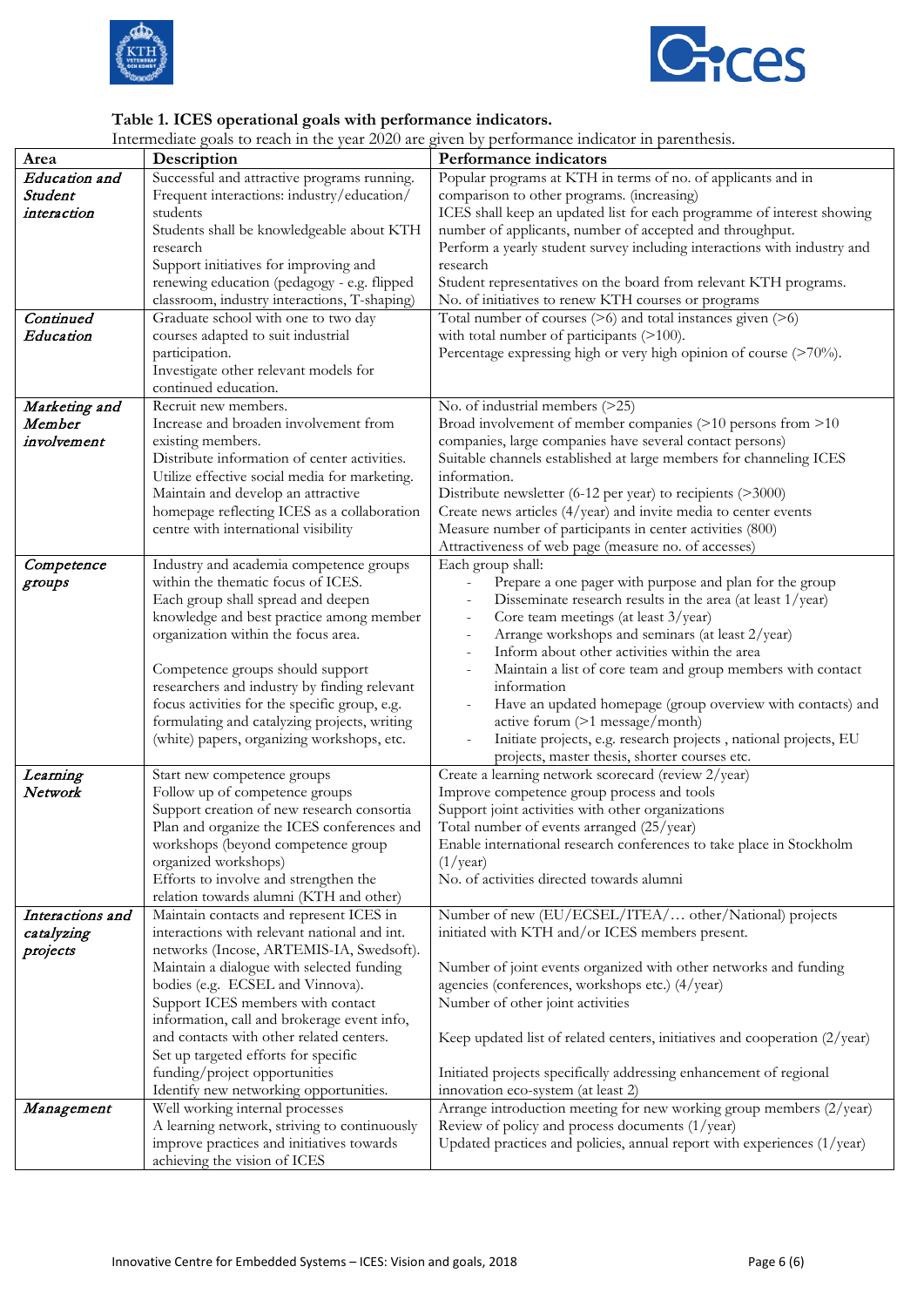**Table 1. ICES operational goals with performance indicators.**

Intermediate goals to reach in the year 2020 are given by performance indicator in parenthesis.

| Area | Description | Performance indicators |
|---|---|---|
| *Education and Student interaction* | Successful and attractive programs running. Frequent interactions: industry/education/ students Students shall be knowledgeable about KTH research Support initiatives for improving and renewing education (pedagogy - e.g. flipped classroom, industry interactions, T-shaping) | Popular programs at KTH in terms of no. of applicants and in comparison to other programs. (increasing) ICES shall keep an updated list for each programme of interest showing number of applicants, number of accepted and throughput. Perform a yearly student survey including interactions with industry and research Student representatives on the board from relevant KTH programs. No. of initiatives to renew KTH courses or programs |
| *Continued Education* | Graduate school with one to two day courses adapted to suit industrial participation. Investigate other relevant models for continued education. | Total number of courses (>6) and total instances given (>6) with total number of participants (>100). Percentage expressing high or very high opinion of course (>70%). |
| *Marketing and Member involvement* | Recruit new members. Increase and broaden involvement from existing members. Distribute information of center activities. Utilize effective social media for marketing. Maintain and develop an attractive homepage reflecting ICES as a collaboration centre with international visibility | No. of industrial members (>25) Broad involvement of member companies (>10 persons from >10 companies, large companies have several contact persons) Suitable channels established at large members for channeling ICES information. Distribute newsletter (6-12 per year) to recipients (>3000) Create news articles (4/year) and invite media to center events Measure number of participants in center activities (800) Attractiveness of web page (measure no. of accesses) |
| *Competence groups* | Industry and academia competence groups within the thematic focus of ICES. Each group shall spread and deepen knowledge and best practice among member organization within the focus area. Competence groups should support researchers and industry by finding relevant focus activities for the specific group, e.g. formulating and catalyzing projects, writing (white) papers, organizing workshops, etc. | Each group shall: - Prepare a one pager with purpose and plan for the group - Disseminate research results in the area (at least 1/year) - Core team meetings (at least 3/year) - Arrange workshops and seminars (at least 2/year) - Inform about other activities within the area - Maintain a list of core team and group members with contact information - Have an updated homepage (group overview with contacts) and active forum (>1 message/month) - Initiate projects, e.g. research projects , national projects, EU projects, master thesis, shorter courses etc. |
| *Learning Network* | Start new competence groups Follow up of competence groups Support creation of new research consortia Plan and organize the ICES conferences and workshops (beyond competence group organized workshops) Efforts to involve and strengthen the relation towards alumni (KTH and other) | Create a learning network scorecard (review 2/year) Improve competence group process and tools Support joint activities with other organizations Total number of events arranged (25/year) Enable international research conferences to take place in Stockholm (1/year) No. of activities directed towards alumni |
| *Interactions and catalyzing projects* | Maintain contacts and represent ICES in interactions with relevant national and int. networks (Incose, ARTEMIS-IA, Swedsoft). Maintain a dialogue with selected funding bodies (e.g. ECSEL and Vinnova). Support ICES members with contact information, call and brokerage event info, and contacts with other related centers. Set up targeted efforts for specific funding/project opportunities Identify new networking opportunities. | Number of new (EU/ECSEL/ITEA/… other/National) projects initiated with KTH and/or ICES members present. Number of joint events organized with other networks and funding agencies (conferences, workshops etc.) (4/year) Number of other joint activities Keep updated list of related centers, initiatives and cooperation (2/year) Initiated projects specifically addressing enhancement of regional innovation eco-system (at least 2) |
| *Management* | Well working internal processes A learning network, striving to continuously improve practices and initiatives towards achieving the vision of ICES | Arrange introduction meeting for new working group members (2/year) Review of policy and process documents (1/year) Updated practices and policies, annual report with experiences (1/year) |